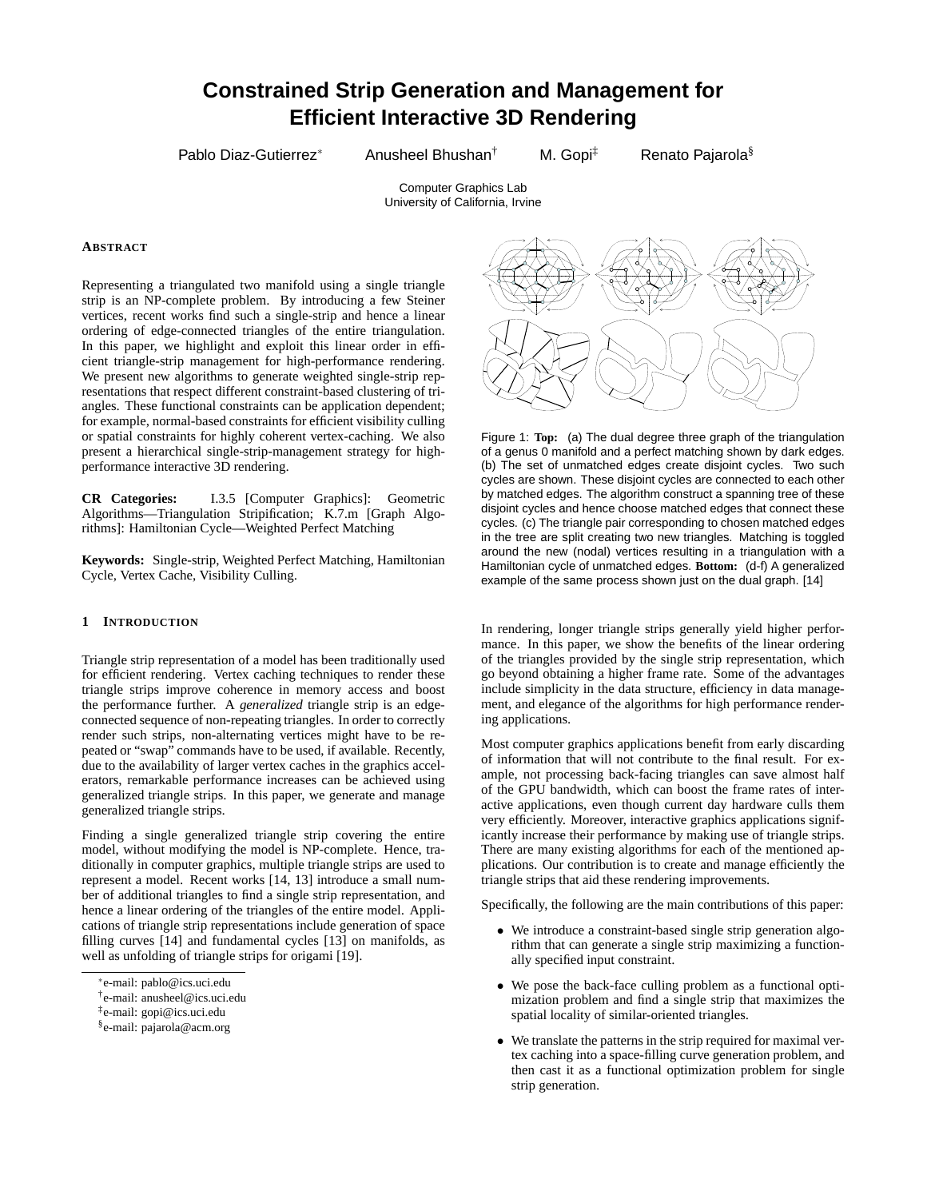# Constrained Strip Generation and Management for Efficient Interactive 3D Rendering

Pablo Diaz-Gutierrez* Anusheel Bhushan† M. Gopi‡ Renato Pajarola§

Computer Graphics Lab
University of California, Irvine

## ABSTRACT

Representing a triangulated two manifold using a single triangle strip is an NP-complete problem. By introducing a few Steiner vertices, recent works find such a single-strip and hence a linear ordering of edge-connected triangles of the entire triangulation. In this paper, we highlight and exploit this linear order in efficient triangle-strip management for high-performance rendering. We present new algorithms to generate weighted single-strip representations that respect different constraint-based clustering of triangles. These functional constraints can be application dependent; for example, normal-based constraints for efficient visibility culling or spatial constraints for highly coherent vertex-caching. We also present a hierarchical single-strip-management strategy for high-performance interactive 3D rendering.

**CR Categories:** I.3.5 [Computer Graphics]: Geometric Algorithms—Triangulation Stripification; K.7.m [Graph Algorithms]: Hamiltonian Cycle—Weighted Perfect Matching

**Keywords:** Single-strip, Weighted Perfect Matching, Hamiltonian Cycle, Vertex Cache, Visibility Culling.

## 1 INTRODUCTION

Triangle strip representation of a model has been traditionally used for efficient rendering. Vertex caching techniques to render these triangle strips improve coherence in memory access and boost the performance further. A *generalized* triangle strip is an edge-connected sequence of non-repeating triangles. In order to correctly render such strips, non-alternating vertices might have to be repeated or "swap" commands have to be used, if available. Recently, due to the availability of larger vertex caches in the graphics accelerators, remarkable performance increases can be achieved using generalized triangle strips. In this paper, we generate and manage generalized triangle strips.

Finding a single generalized triangle strip covering the entire model, without modifying the model is NP-complete. Hence, traditionally in computer graphics, multiple triangle strips are used to represent a model. Recent works [14, 13] introduce a small number of additional triangles to find a single strip representation, and hence a linear ordering of the triangles of the entire model. Applications of triangle strip representations include generation of space filling curves [14] and fundamental cycles [13] on manifolds, as well as unfolding of triangle strips for origami [19].

*e-mail: pablo@ics.uci.edu
†e-mail: anusheel@ics.uci.edu
‡e-mail: gopi@ics.uci.edu
§e-mail: pajarola@acm.org

Figure 1: **Top:** (a) The dual degree three graph of the triangulation of a genus 0 manifold and a perfect matching shown by dark edges. (b) The set of unmatched edges create disjoint cycles. Two such cycles are shown. These disjoint cycles are connected to each other by matched edges. The algorithm construct a spanning tree of these disjoint cycles and hence choose matched edges that connect these cycles. (c) The triangle pair corresponding to chosen matched edges in the tree are split creating two new triangles. Matching is toggled around the new (nodal) vertices resulting in a triangulation with a Hamiltonian cycle of unmatched edges. **Bottom:** (d-f) A generalized example of the same process shown just on the dual graph. [14]

In rendering, longer triangle strips generally yield higher performance. In this paper, we show the benefits of the linear ordering of the triangles provided by the single strip representation, which go beyond obtaining a higher frame rate. Some of the advantages include simplicity in the data structure, efficiency in data management, and elegance of the algorithms for high performance rendering applications.

Most computer graphics applications benefit from early discarding of information that will not contribute to the final result. For example, not processing back-facing triangles can save almost half of the GPU bandwidth, which can boost the frame rates of interactive applications, even though current day hardware culls them very efficiently. Moreover, interactive graphics applications significantly increase their performance by making use of triangle strips. There are many existing algorithms for each of the mentioned applications. Our contribution is to create and manage efficiently the triangle strips that aid these rendering improvements.

Specifically, the following are the main contributions of this paper:

- We introduce a constraint-based single strip generation algorithm that can generate a single strip maximizing a functionally specified input constraint.
- We pose the back-face culling problem as a functional optimization problem and find a single strip that maximizes the spatial locality of similar-oriented triangles.
- We translate the patterns in the strip required for maximal vertex caching into a space-filling curve generation problem, and then cast it as a functional optimization problem for single strip generation.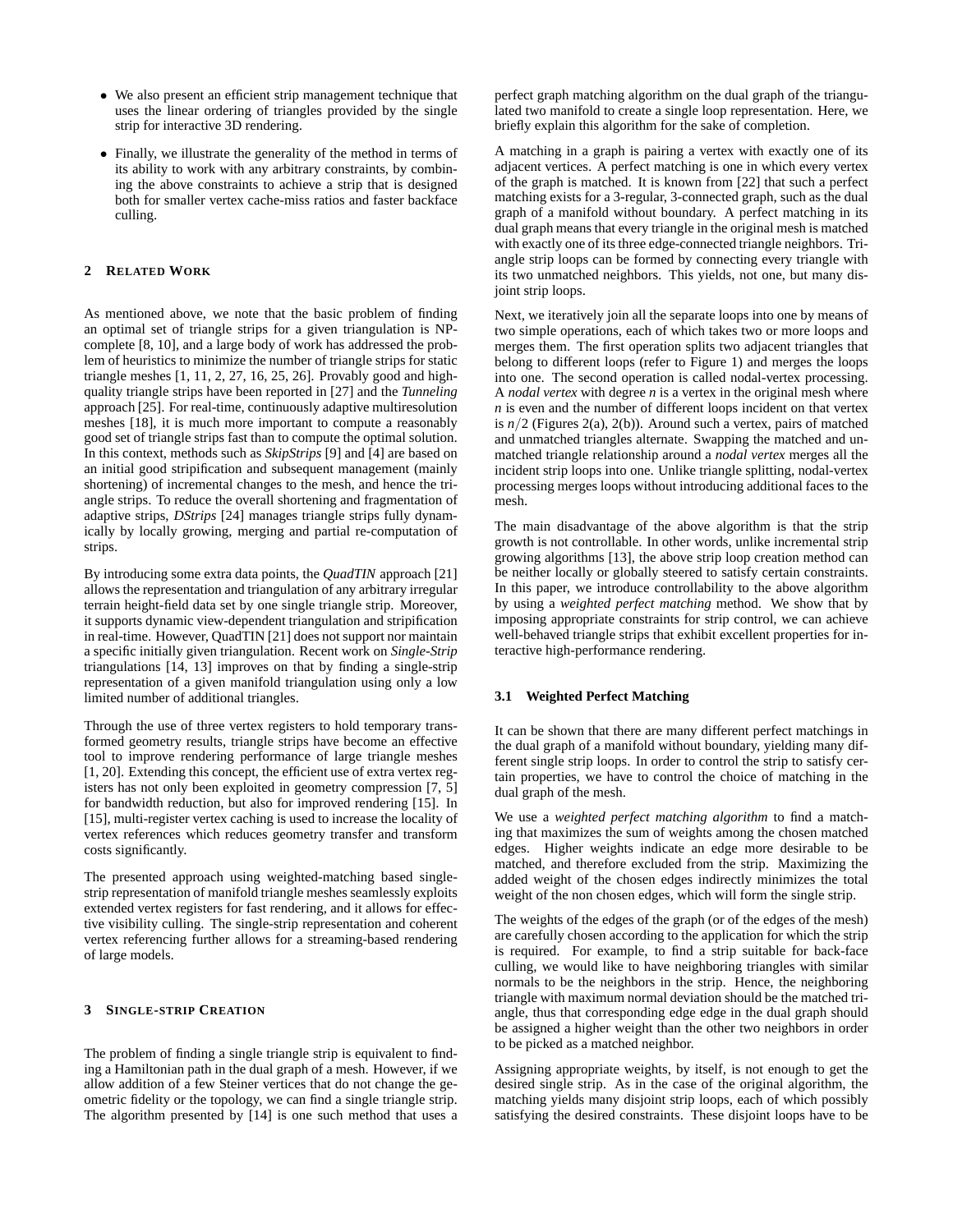- We also present an efficient strip management technique that uses the linear ordering of triangles provided by the single strip for interactive 3D rendering.
- Finally, we illustrate the generality of the method in terms of its ability to work with any arbitrary constraints, by combining the above constraints to achieve a strip that is designed both for smaller vertex cache-miss ratios and faster backface culling.

## 2 Related Work

As mentioned above, we note that the basic problem of finding an optimal set of triangle strips for a given triangulation is NP-complete [8, 10], and a large body of work has addressed the problem of heuristics to minimize the number of triangle strips for static triangle meshes [1, 11, 2, 27, 16, 25, 26]. Provably good and high-quality triangle strips have been reported in [27] and the *Tunneling* approach [25]. For real-time, continuously adaptive multiresolution meshes [18], it is much more important to compute a reasonably good set of triangle strips fast than to compute the optimal solution. In this context, methods such as *SkipStrips* [9] and [4] are based on an initial good stripification and subsequent management (mainly shortening) of incremental changes to the mesh, and hence the triangle strips. To reduce the overall shortening and fragmentation of adaptive strips, *DStrips* [24] manages triangle strips fully dynamically by locally growing, merging and partial re-computation of strips.

By introducing some extra data points, the *QuadTIN* approach [21] allows the representation and triangulation of any arbitrary irregular terrain height-field data set by one single triangle strip. Moreover, it supports dynamic view-dependent triangulation and stripification in real-time. However, QuadTIN [21] does not support nor maintain a specific initially given triangulation. Recent work on *Single-Strip* triangulations [14, 13] improves on that by finding a single-strip representation of a given manifold triangulation using only a low limited number of additional triangles.

Through the use of three vertex registers to hold temporary transformed geometry results, triangle strips have become an effective tool to improve rendering performance of large triangle meshes [1, 20]. Extending this concept, the efficient use of extra vertex registers has not only been exploited in geometry compression [7, 5] for bandwidth reduction, but also for improved rendering [15]. In [15], multi-register vertex caching is used to increase the locality of vertex references which reduces geometry transfer and transform costs significantly.

The presented approach using weighted-matching based single-strip representation of manifold triangle meshes seamlessly exploits extended vertex registers for fast rendering, and it allows for effective visibility culling. The single-strip representation and coherent vertex referencing further allows for a streaming-based rendering of large models.

## 3 Single-strip Creation

The problem of finding a single triangle strip is equivalent to finding a Hamiltonian path in the dual graph of a mesh. However, if we allow addition of a few Steiner vertices that do not change the geometric fidelity or the topology, we can find a single triangle strip. The algorithm presented by [14] is one such method that uses a perfect graph matching algorithm on the dual graph of the triangulated two manifold to create a single loop representation. Here, we briefly explain this algorithm for the sake of completion.

A matching in a graph is pairing a vertex with exactly one of its adjacent vertices. A perfect matching is one in which every vertex of the graph is matched. It is known from [22] that such a perfect matching exists for a 3-regular, 3-connected graph, such as the dual graph of a manifold without boundary. A perfect matching in its dual graph means that every triangle in the original mesh is matched with exactly one of its three edge-connected triangle neighbors. Triangle strip loops can be formed by connecting every triangle with its two unmatched neighbors. This yields, not one, but many disjoint strip loops.

Next, we iteratively join all the separate loops into one by means of two simple operations, each of which takes two or more loops and merges them. The first operation splits two adjacent triangles that belong to different loops (refer to Figure 1) and merges the loops into one. The second operation is called nodal-vertex processing. A *nodal vertex* with degree $n$ is a vertex in the original mesh where $n$ is even and the number of different loops incident on that vertex is $n/2$ (Figures 2(a), 2(b)). Around such a vertex, pairs of matched and unmatched triangles alternate. Swapping the matched and unmatched triangle relationship around a *nodal vertex* merges all the incident strip loops into one. Unlike triangle splitting, nodal-vertex processing merges loops without introducing additional faces to the mesh.

The main disadvantage of the above algorithm is that the strip growth is not controllable. In other words, unlike incremental strip growing algorithms [13], the above strip loop creation method can be neither locally or globally steered to satisfy certain constraints. In this paper, we introduce controllability to the above algorithm by using a *weighted perfect matching* method. We show that by imposing appropriate constraints for strip control, we can achieve well-behaved triangle strips that exhibit excellent properties for interactive high-performance rendering.

### 3.1 Weighted Perfect Matching

It can be shown that there are many different perfect matchings in the dual graph of a manifold without boundary, yielding many different single strip loops. In order to control the strip to satisfy certain properties, we have to control the choice of matching in the dual graph of the mesh.

We use a *weighted perfect matching algorithm* to find a matching that maximizes the sum of weights among the chosen matched edges. Higher weights indicate an edge more desirable to be matched, and therefore excluded from the strip. Maximizing the added weight of the chosen edges indirectly minimizes the total weight of the non chosen edges, which will form the single strip.

The weights of the edges of the graph (or of the edges of the mesh) are carefully chosen according to the application for which the strip is required. For example, to find a strip suitable for back-face culling, we would like to have neighboring triangles with similar normals to be the neighbors in the strip. Hence, the neighboring triangle with maximum normal deviation should be the matched triangle, thus that corresponding edge edge in the dual graph should be assigned a higher weight than the other two neighbors in order to be picked as a matched neighbor.

Assigning appropriate weights, by itself, is not enough to get the desired single strip. As in the case of the original algorithm, the matching yields many disjoint strip loops, each of which possibly satisfying the desired constraints. These disjoint loops have to be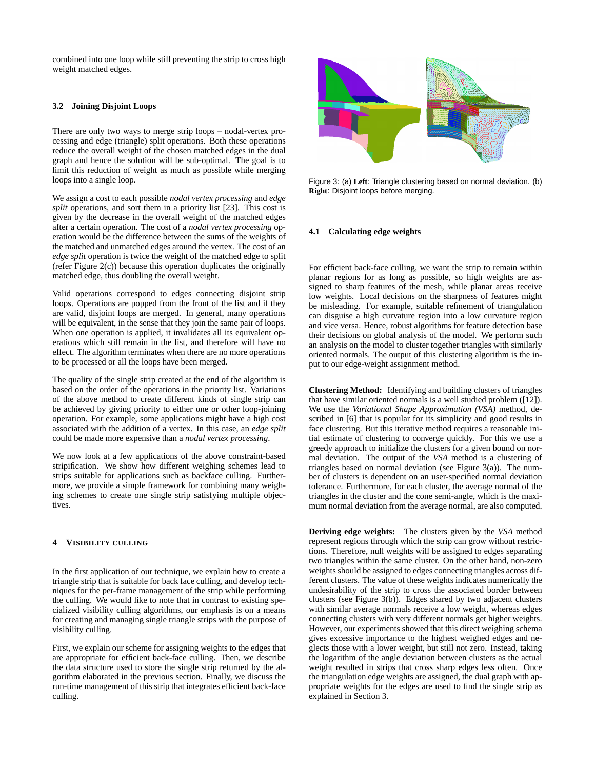combined into one loop while still preventing the strip to cross high weight matched edges.

### 3.2 Joining Disjoint Loops

There are only two ways to merge strip loops – nodal-vertex processing and edge (triangle) split operations. Both these operations reduce the overall weight of the chosen matched edges in the dual graph and hence the solution will be sub-optimal. The goal is to limit this reduction of weight as much as possible while merging loops into a single loop.

We assign a cost to each possible *nodal vertex processing* and *edge split* operations, and sort them in a priority list [23]. This cost is given by the decrease in the overall weight of the matched edges after a certain operation. The cost of a *nodal vertex processing* operation would be the difference between the sums of the weights of the matched and unmatched edges around the vertex. The cost of an *edge split* operation is twice the weight of the matched edge to split (refer Figure 2(c)) because this operation duplicates the originally matched edge, thus doubling the overall weight.

Valid operations correspond to edges connecting disjoint strip loops. Operations are popped from the front of the list and if they are valid, disjoint loops are merged. In general, many operations will be equivalent, in the sense that they join the same pair of loops. When one operation is applied, it invalidates all its equivalent operations which still remain in the list, and therefore will have no effect. The algorithm terminates when there are no more operations to be processed or all the loops have been merged.

The quality of the single strip created at the end of the algorithm is based on the order of the operations in the priority list. Variations of the above method to create different kinds of single strip can be achieved by giving priority to either one or other loop-joining operation. For example, some applications might have a high cost associated with the addition of a vertex. In this case, an *edge split* could be made more expensive than a *nodal vertex processing*.

We now look at a few applications of the above constraint-based stripification. We show how different weighing schemes lead to strips suitable for applications such as backface culling. Furthermore, we provide a simple framework for combining many weighing schemes to create one single strip satisfying multiple objectives.

## 4 VISIBILITY CULLING

In the first application of our technique, we explain how to create a triangle strip that is suitable for back face culling, and develop techniques for the per-frame management of the strip while performing the culling. We would like to note that in contrast to existing specialized visibility culling algorithms, our emphasis is on a means for creating and managing single triangle strips with the purpose of visibility culling.

First, we explain our scheme for assigning weights to the edges that are appropriate for efficient back-face culling. Then, we describe the data structure used to store the single strip returned by the algorithm elaborated in the previous section. Finally, we discuss the run-time management of this strip that integrates efficient back-face culling.

Figure 3: (a) **Left**: Triangle clustering based on normal deviation. (b) **Right**: Disjoint loops before merging.

### 4.1 Calculating edge weights

For efficient back-face culling, we want the strip to remain within planar regions for as long as possible, so high weights are assigned to sharp features of the mesh, while planar areas receive low weights. Local decisions on the sharpness of features might be misleading. For example, suitable refinement of triangulation can disguise a high curvature region into a low curvature region and vice versa. Hence, robust algorithms for feature detection base their decisions on global analysis of the model. We perform such an analysis on the model to cluster together triangles with similarly oriented normals. The output of this clustering algorithm is the input to our edge-weight assignment method.

**Clustering Method:** Identifying and building clusters of triangles that have similar oriented normals is a well studied problem ([12]). We use the *Variational Shape Approximation (VSA)* method, described in [6] that is popular for its simplicity and good results in face clustering. But this iterative method requires a reasonable initial estimate of clustering to converge quickly. For this we use a greedy approach to initialize the clusters for a given bound on normal deviation. The output of the *VSA* method is a clustering of triangles based on normal deviation (see Figure 3(a)). The number of clusters is dependent on an user-specified normal deviation tolerance. Furthermore, for each cluster, the average normal of the triangles in the cluster and the cone semi-angle, which is the maximum normal deviation from the average normal, are also computed.

**Deriving edge weights:** The clusters given by the *VSA* method represent regions through which the strip can grow without restrictions. Therefore, null weights will be assigned to edges separating two triangles within the same cluster. On the other hand, non-zero weights should be assigned to edges connecting triangles across different clusters. The value of these weights indicates numerically the undesirability of the strip to cross the associated border between clusters (see Figure 3(b)). Edges shared by two adjacent clusters with similar average normals receive a low weight, whereas edges connecting clusters with very different normals get higher weights. However, our experiments showed that this direct weighing schema gives excessive importance to the highest weighed edges and neglects those with a lower weight, but still not zero. Instead, taking the logarithm of the angle deviation between clusters as the actual weight resulted in strips that cross sharp edges less often. Once the triangulation edge weights are assigned, the dual graph with appropriate weights for the edges are used to find the single strip as explained in Section 3.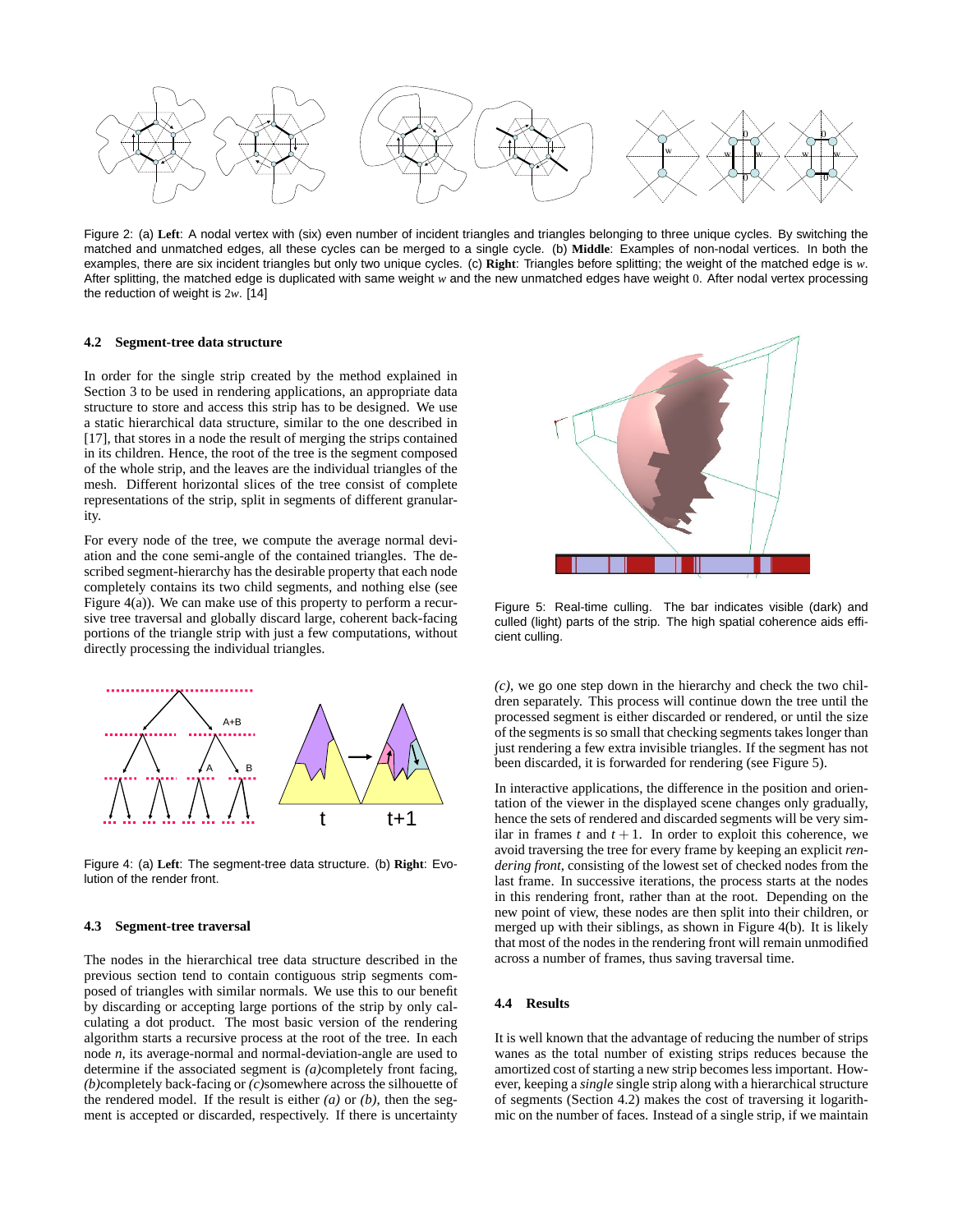Figure 2: (a) **Left**: A nodal vertex with (six) even number of incident triangles and triangles belonging to three unique cycles. By switching the matched and unmatched edges, all these cycles can be merged to a single cycle. (b) **Middle**: Examples of non-nodal vertices. In both the examples, there are six incident triangles but only two unique cycles. (c) **Right**: Triangles before splitting; the weight of the matched edge is $w$. After splitting, the matched edge is duplicated with same weight $w$ and the new unmatched edges have weight 0. After nodal vertex processing the reduction of weight is $2w$. [14]

### 4.2 Segment-tree data structure

In order for the single strip created by the method explained in Section 3 to be used in rendering applications, an appropriate data structure to store and access this strip has to be designed. We use a static hierarchical data structure, similar to the one described in [17], that stores in a node the result of merging the strips contained in its children. Hence, the root of the tree is the segment composed of the whole strip, and the leaves are the individual triangles of the mesh. Different horizontal slices of the tree consist of complete representations of the strip, split in segments of different granularity.

For every node of the tree, we compute the average normal deviation and the cone semi-angle of the contained triangles. The described segment-hierarchy has the desirable property that each node completely contains its two child segments, and nothing else (see Figure 4(a)). We can make use of this property to perform a recursive tree traversal and globally discard large, coherent back-facing portions of the triangle strip with just a few computations, without directly processing the individual triangles.

Figure 4: (a) **Left**: The segment-tree data structure. (b) **Right**: Evolution of the render front.

### 4.3 Segment-tree traversal

The nodes in the hierarchical tree data structure described in the previous section tend to contain contiguous strip segments composed of triangles with similar normals. We use this to our benefit by discarding or accepting large portions of the strip by only calculating a dot product. The most basic version of the rendering algorithm starts a recursive process at the root of the tree. In each node $n$, its average-normal and normal-deviation-angle are used to determine if the associated segment is *(a)*completely front facing, *(b)*completely back-facing or *(c)*somewhere across the silhouette of the rendered model. If the result is either *(a)* or *(b)*, then the segment is accepted or discarded, respectively. If there is uncertainty *(c)*, we go one step down in the hierarchy and check the two children separately. This process will continue down the tree until the processed segment is either discarded or rendered, or until the size of the segments is so small that checking segments takes longer than just rendering a few extra invisible triangles. If the segment has not been discarded, it is forwarded for rendering (see Figure 5).

Figure 5: Real-time culling. The bar indicates visible (dark) and culled (light) parts of the strip. The high spatial coherence aids efficient culling.

In interactive applications, the difference in the position and orientation of the viewer in the displayed scene changes only gradually, hence the sets of rendered and discarded segments will be very similar in frames $t$ and $t+1$. In order to exploit this coherence, we avoid traversing the tree for every frame by keeping an explicit *rendering front*, consisting of the lowest set of checked nodes from the last frame. In successive iterations, the process starts at the nodes in this rendering front, rather than at the root. Depending on the new point of view, these nodes are then split into their children, or merged up with their siblings, as shown in Figure 4(b). It is likely that most of the nodes in the rendering front will remain unmodified across a number of frames, thus saving traversal time.

### 4.4 Results

It is well known that the advantage of reducing the number of strips wanes as the total number of existing strips reduces because the amortized cost of starting a new strip becomes less important. However, keeping a *single* single strip along with a hierarchical structure of segments (Section 4.2) makes the cost of traversing it logarithmic on the number of faces. Instead of a single strip, if we maintain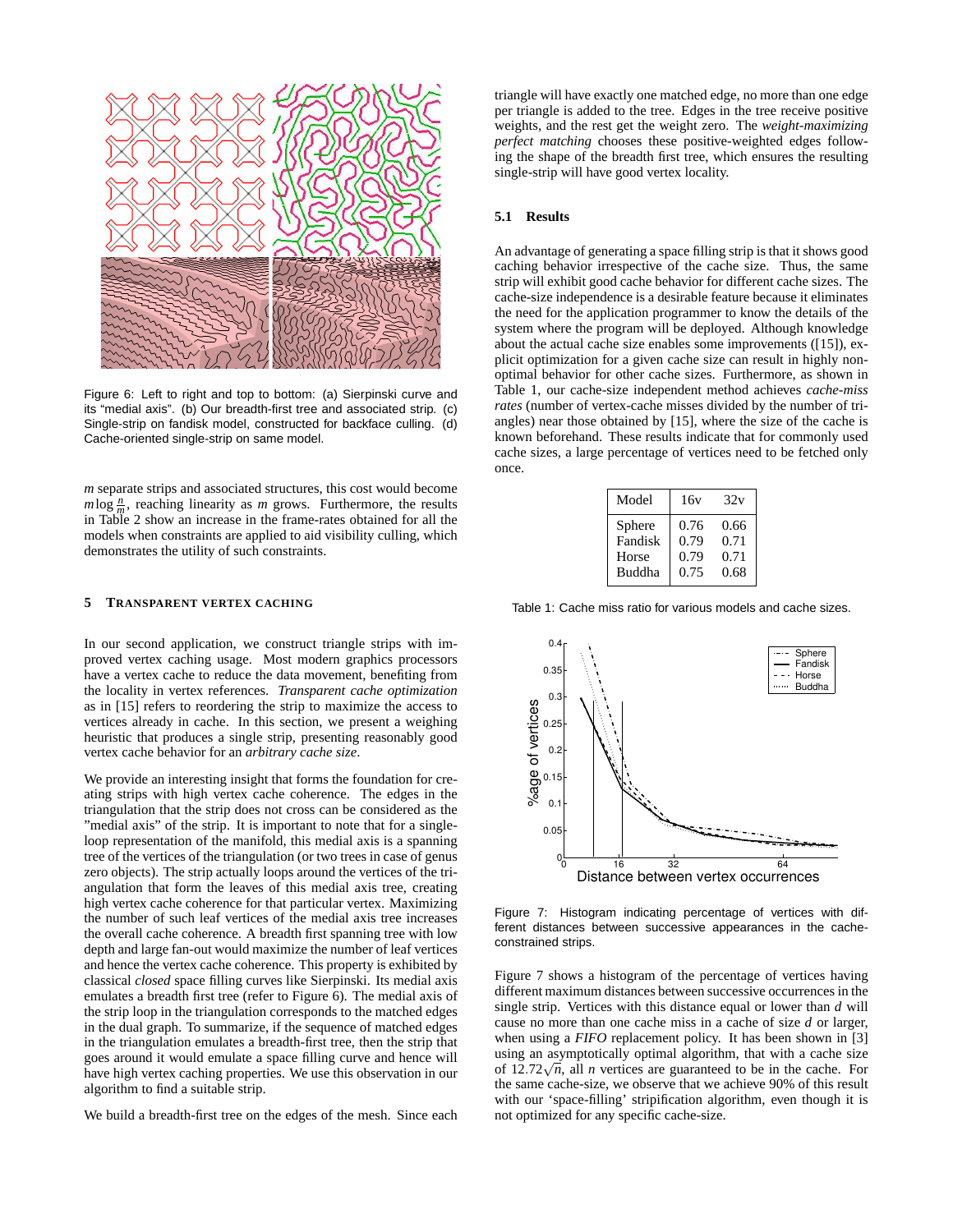Figure 6: Left to right and top to bottom: (a) Sierpinski curve and its "medial axis". (b) Our breadth-first tree and associated strip. (c) Single-strip on fandisk model, constructed for backface culling. (d) Cache-oriented single-strip on same model.

$m$ separate strips and associated structures, this cost would become $m \log \frac{n}{m}$, reaching linearity as $m$ grows. Furthermore, the results in Table 2 show an increase in the frame-rates obtained for all the models when constraints are applied to aid visibility culling, which demonstrates the utility of such constraints.

## 5 Transparent Vertex Caching

In our second application, we construct triangle strips with improved vertex caching usage. Most modern graphics processors have a vertex cache to reduce the data movement, benefiting from the locality in vertex references. *Transparent cache optimization* as in [15] refers to reordering the strip to maximize the access to vertices already in cache. In this section, we present a weighing heuristic that produces a single strip, presenting reasonably good vertex cache behavior for an *arbitrary cache size*.

We provide an interesting insight that forms the foundation for creating strips with high vertex cache coherence. The edges in the triangulation that the strip does not cross can be considered as the "medial axis" of the strip. It is important to note that for a single-loop representation of the manifold, this medial axis is a spanning tree of the vertices of the triangulation (or two trees in case of genus zero objects). The strip actually loops around the vertices of the triangulation that form the leaves of this medial axis tree, creating high vertex cache coherence for that particular vertex. Maximizing the number of such leaf vertices of the medial axis tree increases the overall cache coherence. A breadth first spanning tree with low depth and large fan-out would maximize the number of leaf vertices and hence the vertex cache coherence. This property is exhibited by classical *closed* space filling curves like Sierpinski. Its medial axis emulates a breadth first tree (refer to Figure 6). The medial axis of the strip loop in the triangulation corresponds to the matched edges in the dual graph. To summarize, if the sequence of matched edges in the triangulation emulates a breadth-first tree, then the strip that goes around it would emulate a space filling curve and hence will have high vertex caching properties. We use this observation in our algorithm to find a suitable strip.

We build a breadth-first tree on the edges of the mesh. Since each triangle will have exactly one matched edge, no more than one edge per triangle is added to the tree. Edges in the tree receive positive weights, and the rest get the weight zero. The *weight-maximizing perfect matching* chooses these positive-weighted edges following the shape of the breadth first tree, which ensures the resulting single-strip will have good vertex locality.

### 5.1 Results

An advantage of generating a space filling strip is that it shows good caching behavior irrespective of the cache size. Thus, the same strip will exhibit good cache behavior for different cache sizes. The cache-size independence is a desirable feature because it eliminates the need for the application programmer to know the details of the system where the program will be deployed. Although knowledge about the actual cache size enables some improvements ([15]), explicit optimization for a given cache size can result in highly non-optimal behavior for other cache sizes. Furthermore, as shown in Table 1, our cache-size independent method achieves *cache-miss rates* (number of vertex-cache misses divided by the number of triangles) near those obtained by [15], where the size of the cache is known beforehand. These results indicate that for commonly used cache sizes, a large percentage of vertices need to be fetched only once.

| Model | 16v | 32v |
|---|---|---|
| Sphere | 0.76 | 0.66 |
| Fandisk | 0.79 | 0.71 |
| Horse | 0.79 | 0.71 |
| Buddha | 0.75 | 0.68 |

Table 1: Cache miss ratio for various models and cache sizes.

Figure 7: Histogram indicating percentage of vertices with different distances between successive appearances in the cache-constrained strips.

Figure 7 shows a histogram of the percentage of vertices having different maximum distances between successive occurrences in the single strip. Vertices with this distance equal or lower than $d$ will cause no more than one cache miss in a cache of size $d$ or larger, when using a *FIFO* replacement policy. It has been shown in [3] using an asymptotically optimal algorithm, that with a cache size of $12.72\sqrt{n}$, all $n$ vertices are guaranteed to be in the cache. For the same cache-size, we observe that we achieve 90% of this result with our 'space-filling' stripification algorithm, even though it is not optimized for any specific cache-size.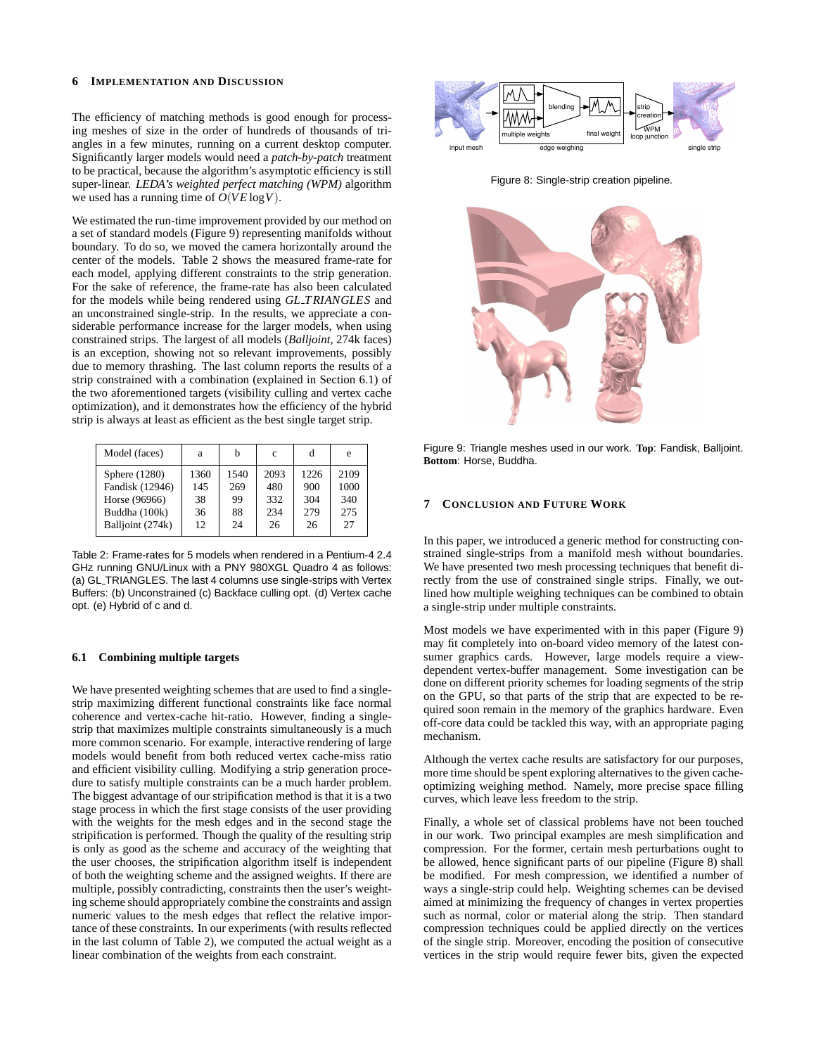## 6 IMPLEMENTATION AND DISCUSSION

The efficiency of matching methods is good enough for processing meshes of size in the order of hundreds of thousands of triangles in a few minutes, running on a current desktop computer. Significantly larger models would need a *patch-by-patch* treatment to be practical, because the algorithm's asymptotic efficiency is still super-linear. *LEDA's weighted perfect matching (WPM)* algorithm we used has a running time of $O(VE \log V)$.

We estimated the run-time improvement provided by our method on a set of standard models (Figure 9) representing manifolds without boundary. To do so, we moved the camera horizontally around the center of the models. Table 2 shows the measured frame-rate for each model, applying different constraints to the strip generation. For the sake of reference, the frame-rate has also been calculated for the models while being rendered using *GL_TRIANGLES* and an unconstrained single-strip. In the results, we appreciate a considerable performance increase for the larger models, when using constrained strips. The largest of all models (*Balljoint*, 274k faces) is an exception, showing not so relevant improvements, possibly due to memory thrashing. The last column reports the results of a strip constrained with a combination (explained in Section 6.1) of the two aforementioned targets (visibility culling and vertex cache optimization), and it demonstrates how the efficiency of the hybrid strip is always at least as efficient as the best single target strip.

| Model (faces) | a | b | c | d | e |
|---|---|---|---|---|---|
| Sphere (1280) | 1360 | 1540 | 2093 | 1226 | 2109 |
| Fandisk (12946) | 145 | 269 | 480 | 900 | 1000 |
| Horse (96966) | 38 | 99 | 332 | 304 | 340 |
| Buddha (100k) | 36 | 88 | 234 | 279 | 275 |
| Balljoint (274k) | 12 | 24 | 26 | 26 | 27 |

Table 2: Frame-rates for 5 models when rendered in a Pentium-4 2.4 GHz running GNU/Linux with a PNY 980XGL Quadro 4 as follows: (a) GL_TRIANGLES. The last 4 columns use single-strips with Vertex Buffers: (b) Unconstrained (c) Backface culling opt. (d) Vertex cache opt. (e) Hybrid of c and d.

### 6.1 Combining multiple targets

We have presented weighting schemes that are used to find a single-strip maximizing different functional constraints like face normal coherence and vertex-cache hit-ratio. However, finding a single-strip that maximizes multiple constraints simultaneously is a much more common scenario. For example, interactive rendering of large models would benefit from both reduced vertex cache-miss ratio and efficient visibility culling. Modifying a strip generation procedure to satisfy multiple constraints can be a much harder problem. The biggest advantage of our stripification method is that it is a two stage process in which the first stage consists of the user providing with the weights for the mesh edges and in the second stage the stripification is performed. Though the quality of the resulting strip is only as good as the scheme and accuracy of the weighting that the user chooses, the stripification algorithm itself is independent of both the weighting scheme and the assigned weights. If there are multiple, possibly contradicting, constraints then the user's weighting scheme should appropriately combine the constraints and assign numeric values to the mesh edges that reflect the relative importance of these constraints. In our experiments (with results reflected in the last column of Table 2), we computed the actual weight as a linear combination of the weights from each constraint.

Figure 8: Single-strip creation pipeline.

Figure 9: Triangle meshes used in our work. **Top**: Fandisk, Balljoint. **Bottom**: Horse, Buddha.

## 7 CONCLUSION AND FUTURE WORK

In this paper, we introduced a generic method for constructing constrained single-strips from a manifold mesh without boundaries. We have presented two mesh processing techniques that benefit directly from the use of constrained single strips. Finally, we outlined how multiple weighing techniques can be combined to obtain a single-strip under multiple constraints.

Most models we have experimented with in this paper (Figure 9) may fit completely into on-board video memory of the latest consumer graphics cards. However, large models require a view-dependent vertex-buffer management. Some investigation can be done on different priority schemes for loading segments of the strip on the GPU, so that parts of the strip that are expected to be required soon remain in the memory of the graphics hardware. Even off-core data could be tackled this way, with an appropriate paging mechanism.

Although the vertex cache results are satisfactory for our purposes, more time should be spent exploring alternatives to the given cache-optimizing weighing method. Namely, more precise space filling curves, which leave less freedom to the strip.

Finally, a whole set of classical problems have not been touched in our work. Two principal examples are mesh simplification and compression. For the former, certain mesh perturbations ought to be allowed, hence significant parts of our pipeline (Figure 8) shall be modified. For mesh compression, we identified a number of ways a single-strip could help. Weighting schemes can be devised aimed at minimizing the frequency of changes in vertex properties such as normal, color or material along the strip. Then standard compression techniques could be applied directly on the vertices of the single strip. Moreover, encoding the position of consecutive vertices in the strip would require fewer bits, given the expected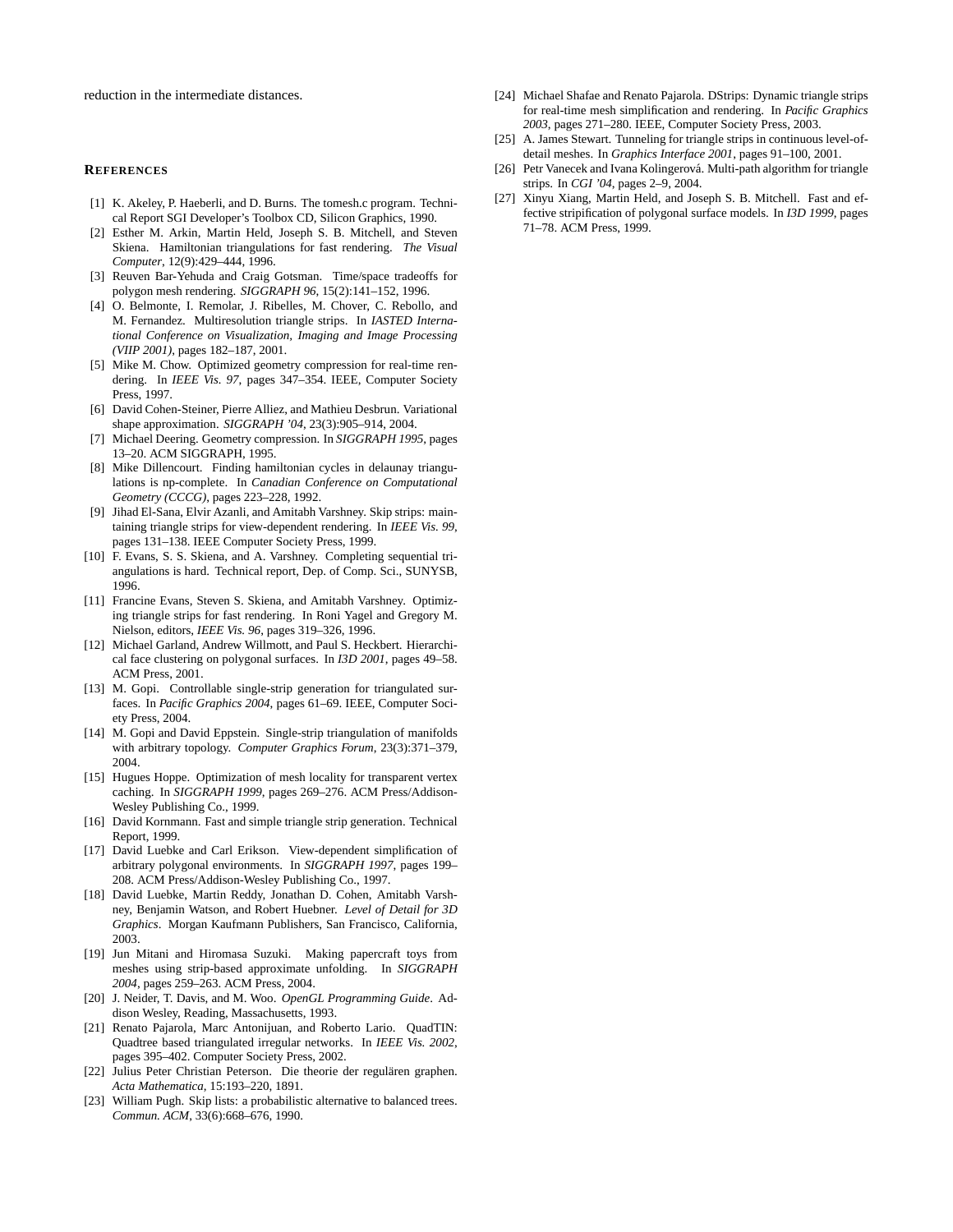reduction in the intermediate distances.

## References

[1] K. Akeley, P. Haeberli, and D. Burns. The tomesh.c program. Technical Report SGI Developer's Toolbox CD, Silicon Graphics, 1990.

[2] Esther M. Arkin, Martin Held, Joseph S. B. Mitchell, and Steven Skiena. Hamiltonian triangulations for fast rendering. *The Visual Computer*, 12(9):429–444, 1996.

[3] Reuven Bar-Yehuda and Craig Gotsman. Time/space tradeoffs for polygon mesh rendering. *SIGGRAPH 96*, 15(2):141–152, 1996.

[4] O. Belmonte, I. Remolar, J. Ribelles, M. Chover, C. Rebollo, and M. Fernandez. Multiresolution triangle strips. In *IASTED International Conference on Visualization, Imaging and Image Processing (VIIP 2001)*, pages 182–187, 2001.

[5] Mike M. Chow. Optimized geometry compression for real-time rendering. In *IEEE Vis. 97*, pages 347–354. IEEE, Computer Society Press, 1997.

[6] David Cohen-Steiner, Pierre Alliez, and Mathieu Desbrun. Variational shape approximation. *SIGGRAPH '04*, 23(3):905–914, 2004.

[7] Michael Deering. Geometry compression. In *SIGGRAPH 1995*, pages 13–20. ACM SIGGRAPH, 1995.

[8] Mike Dillencourt. Finding hamiltonian cycles in delaunay triangulations is np-complete. In *Canadian Conference on Computational Geometry (CCCG)*, pages 223–228, 1992.

[9] Jihad El-Sana, Elvir Azanli, and Amitabh Varshney. Skip strips: maintaining triangle strips for view-dependent rendering. In *IEEE Vis. 99*, pages 131–138. IEEE Computer Society Press, 1999.

[10] F. Evans, S. S. Skiena, and A. Varshney. Completing sequential triangulations is hard. Technical report, Dep. of Comp. Sci., SUNYSB, 1996.

[11] Francine Evans, Steven S. Skiena, and Amitabh Varshney. Optimizing triangle strips for fast rendering. In Roni Yagel and Gregory M. Nielson, editors, *IEEE Vis. 96*, pages 319–326, 1996.

[12] Michael Garland, Andrew Willmott, and Paul S. Heckbert. Hierarchical face clustering on polygonal surfaces. In *I3D 2001*, pages 49–58. ACM Press, 2001.

[13] M. Gopi. Controllable single-strip generation for triangulated surfaces. In *Pacific Graphics 2004*, pages 61–69. IEEE, Computer Society Press, 2004.

[14] M. Gopi and David Eppstein. Single-strip triangulation of manifolds with arbitrary topology. *Computer Graphics Forum*, 23(3):371–379, 2004.

[15] Hugues Hoppe. Optimization of mesh locality for transparent vertex caching. In *SIGGRAPH 1999*, pages 269–276. ACM Press/Addison-Wesley Publishing Co., 1999.

[16] David Kornmann. Fast and simple triangle strip generation. Technical Report, 1999.

[17] David Luebke and Carl Erikson. View-dependent simplification of arbitrary polygonal environments. In *SIGGRAPH 1997*, pages 199–208. ACM Press/Addison-Wesley Publishing Co., 1997.

[18] David Luebke, Martin Reddy, Jonathan D. Cohen, Amitabh Varshney, Benjamin Watson, and Robert Huebner. *Level of Detail for 3D Graphics*. Morgan Kaufmann Publishers, San Francisco, California, 2003.

[19] Jun Mitani and Hiromasa Suzuki. Making papercraft toys from meshes using strip-based approximate unfolding. In *SIGGRAPH 2004*, pages 259–263. ACM Press, 2004.

[20] J. Neider, T. Davis, and M. Woo. *OpenGL Programming Guide*. Addison Wesley, Reading, Massachusetts, 1993.

[21] Renato Pajarola, Marc Antonijuan, and Roberto Lario. QuadTIN: Quadtree based triangulated irregular networks. In *IEEE Vis. 2002*, pages 395–402. Computer Society Press, 2002.

[22] Julius Peter Christian Peterson. Die theorie der regulären graphen. *Acta Mathematica*, 15:193–220, 1891.

[23] William Pugh. Skip lists: a probabilistic alternative to balanced trees. *Commun. ACM*, 33(6):668–676, 1990.

[24] Michael Shafae and Renato Pajarola. DStrips: Dynamic triangle strips for real-time mesh simplification and rendering. In *Pacific Graphics 2003*, pages 271–280. IEEE, Computer Society Press, 2003.

[25] A. James Stewart. Tunneling for triangle strips in continuous level-of-detail meshes. In *Graphics Interface 2001*, pages 91–100, 2001.

[26] Petr Vanecek and Ivana Kolingerová. Multi-path algorithm for triangle strips. In *CGI '04*, pages 2–9, 2004.

[27] Xinyu Xiang, Martin Held, and Joseph S. B. Mitchell. Fast and effective stripification of polygonal surface models. In *I3D 1999*, pages 71–78. ACM Press, 1999.